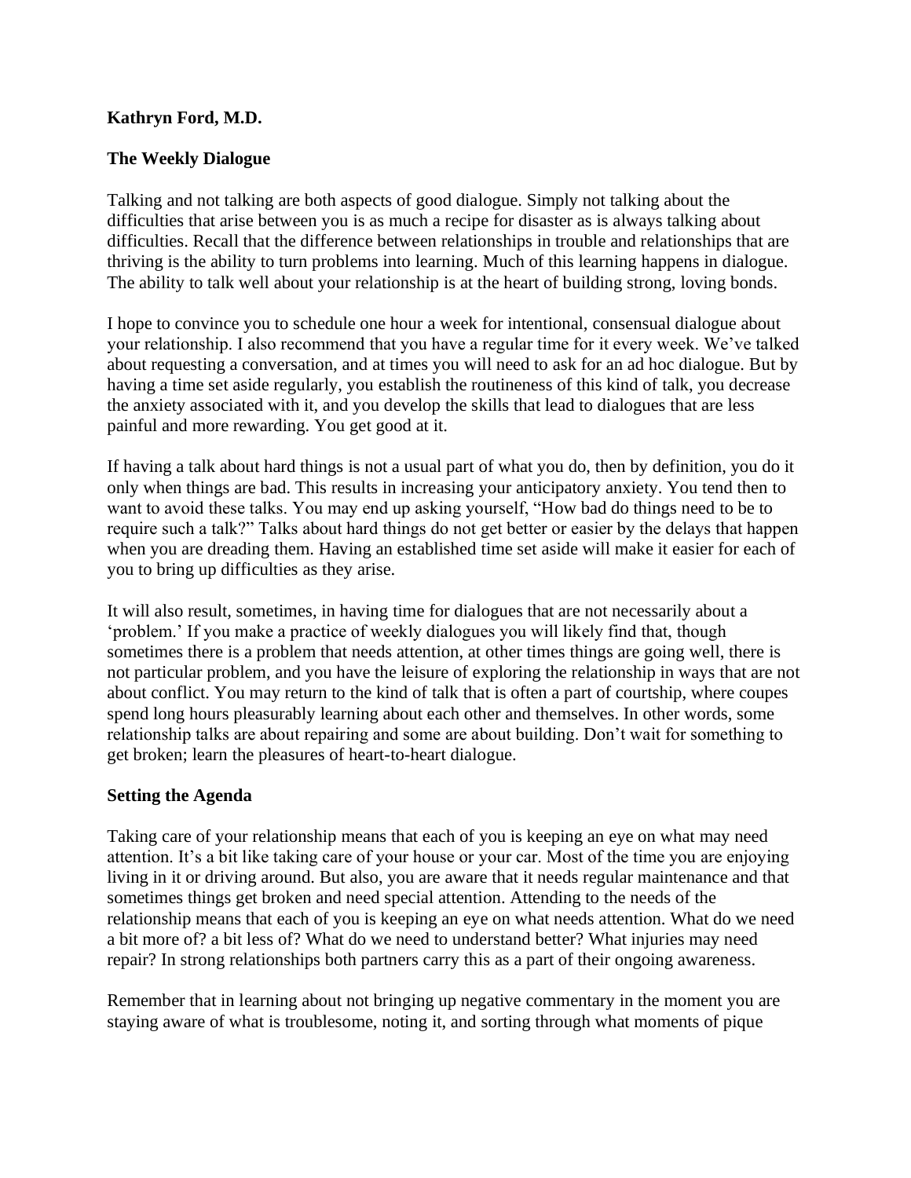**Kathryn Ford, M.D.**

## The Weekly Dialogue

Talking and not talking are both aspects of good dialogue. Simply not talking about the difficulties that arise between you is as much a recipe for disaster as is always talking about difficulties. Recall that the difference between relationships in trouble and relationships that are thriving is the ability to turn problems into learning. Much of this learning happens in dialogue. The ability to talk well about your relationship is at the heart of building strong, loving bonds.

I hope to convince you to schedule one hour a week for intentional, consensual dialogue about your relationship. I also recommend that you have a regular time for it every week. We've talked about requesting a conversation, and at times you will need to ask for an ad hoc dialogue. But by having a time set aside regularly, you establish the routineness of this kind of talk, you decrease the anxiety associated with it, and you develop the skills that lead to dialogues that are less painful and more rewarding. You get good at it.

If having a talk about hard things is not a usual part of what you do, then by definition, you do it only when things are bad. This results in increasing your anticipatory anxiety. You tend then to want to avoid these talks. You may end up asking yourself, "How bad do things need to be to require such a talk?" Talks about hard things do not get better or easier by the delays that happen when you are dreading them. Having an established time set aside will make it easier for each of you to bring up difficulties as they arise.

It will also result, sometimes, in having time for dialogues that are not necessarily about a 'problem.' If you make a practice of weekly dialogues you will likely find that, though sometimes there is a problem that needs attention, at other times things are going well, there is not particular problem, and you have the leisure of exploring the relationship in ways that are not about conflict. You may return to the kind of talk that is often a part of courtship, where coupes spend long hours pleasurably learning about each other and themselves. In other words, some relationship talks are about repairing and some are about building. Don't wait for something to get broken; learn the pleasures of heart-to-heart dialogue.

## Setting the Agenda

Taking care of your relationship means that each of you is keeping an eye on what may need attention. It's a bit like taking care of your house or your car. Most of the time you are enjoying living in it or driving around. But also, you are aware that it needs regular maintenance and that sometimes things get broken and need special attention. Attending to the needs of the relationship means that each of you is keeping an eye on what needs attention. What do we need a bit more of? a bit less of? What do we need to understand better? What injuries may need repair? In strong relationships both partners carry this as a part of their ongoing awareness.

Remember that in learning about not bringing up negative commentary in the moment you are staying aware of what is troublesome, noting it, and sorting through what moments of pique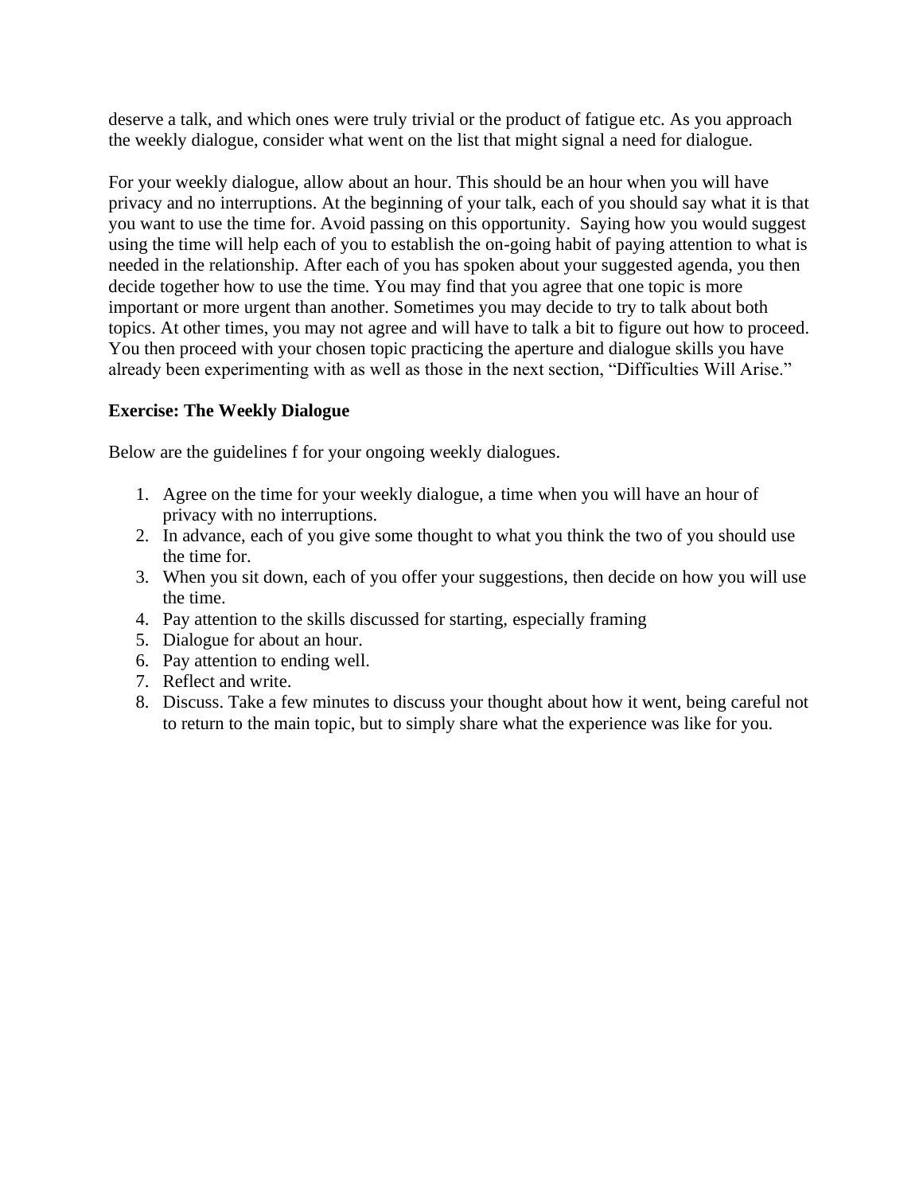deserve a talk, and which ones were truly trivial or the product of fatigue etc. As you approach the weekly dialogue, consider what went on the list that might signal a need for dialogue.

For your weekly dialogue, allow about an hour. This should be an hour when you will have privacy and no interruptions. At the beginning of your talk, each of you should say what it is that you want to use the time for. Avoid passing on this opportunity. Saying how you would suggest using the time will help each of you to establish the on-going habit of paying attention to what is needed in the relationship. After each of you has spoken about your suggested agenda, you then decide together how to use the time. You may find that you agree that one topic is more important or more urgent than another. Sometimes you may decide to try to talk about both topics. At other times, you may not agree and will have to talk a bit to figure out how to proceed. You then proceed with your chosen topic practicing the aperture and dialogue skills you have already been experimenting with as well as those in the next section, "Difficulties Will Arise."

**Exercise: The Weekly Dialogue**

Below are the guidelines f for your ongoing weekly dialogues.

1. Agree on the time for your weekly dialogue, a time when you will have an hour of privacy with no interruptions.
2. In advance, each of you give some thought to what you think the two of you should use the time for.
3. When you sit down, each of you offer your suggestions, then decide on how you will use the time.
4. Pay attention to the skills discussed for starting, especially framing
5. Dialogue for about an hour.
6. Pay attention to ending well.
7. Reflect and write.
8. Discuss. Take a few minutes to discuss your thought about how it went, being careful not to return to the main topic, but to simply share what the experience was like for you.